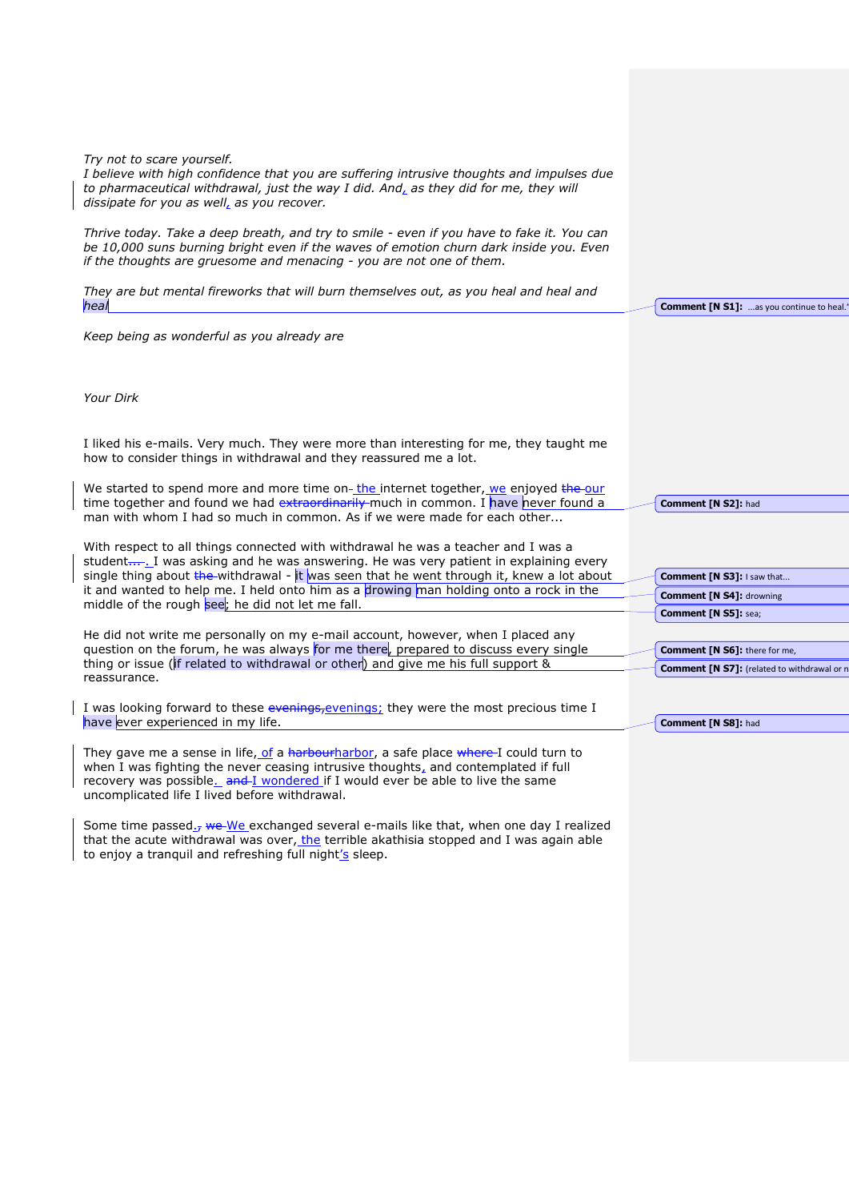*Try not to scare yourself.*
*I believe with high confidence that you are suffering intrusive thoughts and impulses due to pharmaceutical withdrawal, just the way I did. And, as they did for me, they will dissipate for you as well, as you recover.*

*Thrive today. Take a deep breath, and try to smile - even if you have to fake it. You can be 10,000 suns burning bright even if the waves of emotion churn dark inside you. Even if the thoughts are gruesome and menacing - you are not one of them.*

*They are but mental fireworks that will burn themselves out, as you heal and heal and heal*

*Keep being as wonderful as you already are*

*Your Dirk*

I liked his e-mails. Very much. They were more than interesting for me, they taught me how to consider things in withdrawal and they reassured me a lot.

We started to spend more and more time on~~-~~ the internet together, we enjoyed ~~the~~ our time together and found we had ~~extraordinarily~~ much in common. I have never found a man with whom I had so much in common. As if we were made for each other...

With respect to all things connected with withdrawal he was a teacher and I was a student~~...~~. I was asking and he was answering. He was very patient in explaining every single thing about ~~the~~ withdrawal - it was seen that he went through it, knew a lot about it and wanted to help me. I held onto him as a drowing man holding onto a rock in the middle of the rough see; he did not let me fall.

He did not write me personally on my e-mail account, however, when I placed any question on the forum, he was always for me there, prepared to discuss every single thing or issue (if related to withdrawal or other) and give me his full support & reassurance.

I was looking forward to these ~~evenings,~~evenings; they were the most precious time I have ever experienced in my life.

They gave me a sense in life, of a ~~harbour~~harbor, a safe place ~~where~~ I could turn to when I was fighting the never ceasing intrusive thoughts, and contemplated if full recovery was possible. ~~and~~ I wondered if I would ever be able to live the same uncomplicated life I lived before withdrawal.

Some time passed.~~,~~ ~~we~~ We exchanged several e-mails like that, when one day I realized that the acute withdrawal was over, the terrible akathisia stopped and I was again able to enjoy a tranquil and refreshing full night's sleep.

**Comment [N S1]:** ...as you continue to heal.'

**Comment [N S2]:** had

**Comment [N S3]:** I saw that...

**Comment [N S4]:** drowning

**Comment [N S5]:** sea;

**Comment [N S6]:** there for me,

**Comment [N S7]:** (related to withdrawal or n

**Comment [N S8]:** had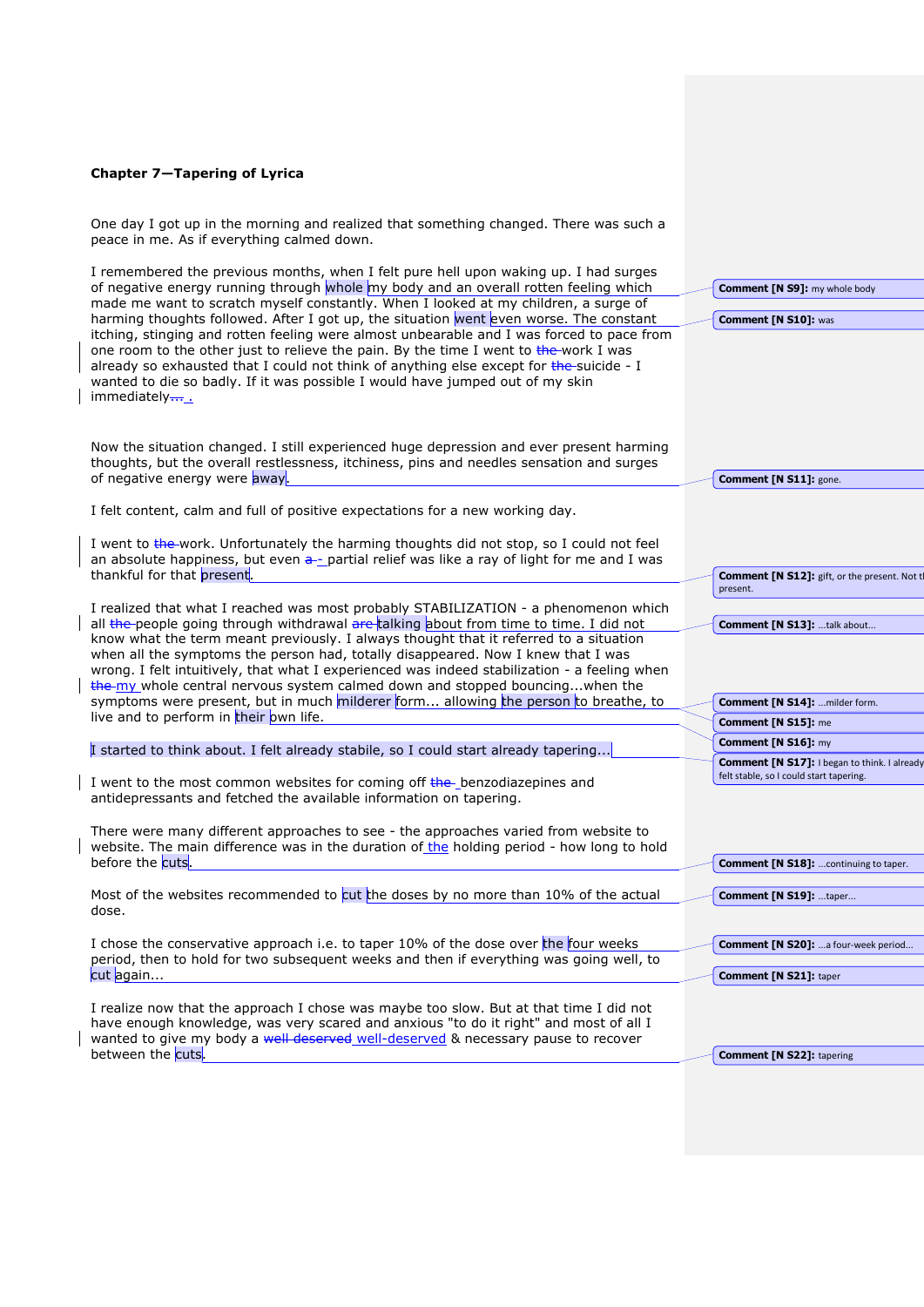**Chapter 7—Tapering of Lyrica**

One day I got up in the morning and realized that something changed. There was such a peace in me. As if everything calmed down.

I remembered the previous months, when I felt pure hell upon waking up. I had surges of negative energy running through whole my body and an overall rotten feeling which made me want to scratch myself constantly. When I looked at my children, a surge of harming thoughts followed. After I got up, the situation went even worse. The constant itching, stinging and rotten feeling were almost unbearable and I was forced to pace from one room to the other just to relieve the pain. By the time I went to the work I was already so exhausted that I could not think of anything else except for the suicide - I wanted to die so badly. If it was possible I would have jumped out of my skin immediately... .

Now the situation changed. I still experienced huge depression and ever present harming thoughts, but the overall restlessness, itchiness, pins and needles sensation and surges of negative energy were away.

I felt content, calm and full of positive expectations for a new working day.

I went to the work. Unfortunately the harming thoughts did not stop, so I could not feel an absolute happiness, but even a - partial relief was like a ray of light for me and I was thankful for that present.

I realized that what I reached was most probably STABILIZATION - a phenomenon which all the people going through withdrawal are talking about from time to time. I did not know what the term meant previously. I always thought that it referred to a situation when all the symptoms the person had, totally disappeared. Now I knew that I was wrong. I felt intuitively, that what I experienced was indeed stabilization - a feeling when the my whole central nervous system calmed down and stopped bouncing...when the symptoms were present, but in much milderer form... allowing the person to breathe, to live and to perform in their own life.

I started to think about. I felt already stabile, so I could start already tapering...

I went to the most common websites for coming off the benzodiazepines and antidepressants and fetched the available information on tapering.

There were many different approaches to see - the approaches varied from website to website. The main difference was in the duration of the holding period - how long to hold before the cuts.

Most of the websites recommended to cut the doses by no more than 10% of the actual dose.

I chose the conservative approach i.e. to taper 10% of the dose over the four weeks period, then to hold for two subsequent weeks and then if everything was going well, to cut again...

I realize now that the approach I chose was maybe too slow. But at that time I did not have enough knowledge, was very scared and anxious "to do it right" and most of all I wanted to give my body a well deserved well-deserved & necessary pause to recover between the cuts.

**Comment [N S9]:** my whole body

**Comment [N S10]:** was

**Comment [N S11]:** gone.

**Comment [N S12]:** gift, or the present. Not t present.

**Comment [N S13]:** ...talk about...

**Comment [N S14]:** ...milder form.

**Comment [N S15]:** me

**Comment [N S16]:** my

**Comment [N S17]:** I began to think. I already felt stable, so I could start tapering.

**Comment [N S18]:** ...continuing to taper.

**Comment [N S19]:** ...taper...

**Comment [N S20]:** ...a four-week period...

**Comment [N S21]:** taper

**Comment [N S22]:** tapering